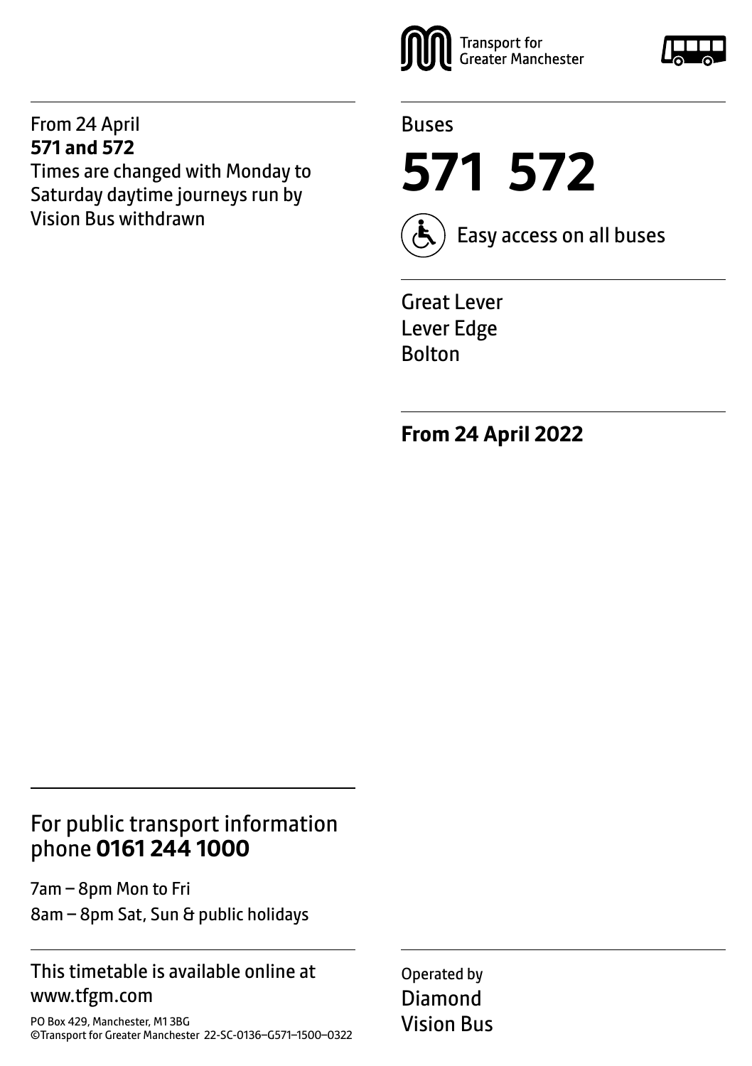Transport for Greater Manchester

Buses

# 571 572

Easy access on all buses

Great Lever
Lever Edge
Bolton

**From 24 April 2022**

From 24 April
**571 and 572**
Times are changed with Monday to Saturday daytime journeys run by Vision Bus withdrawn

For public transport information phone **0161 244 1000**

7am – 8pm Mon to Fri
8am – 8pm Sat, Sun & public holidays

This timetable is available online at www.tfgm.com

PO Box 429, Manchester, M1 3BG
©Transport for Greater Manchester 22-SC-0136–G571–1500–0322

Operated by
Diamond
Vision Bus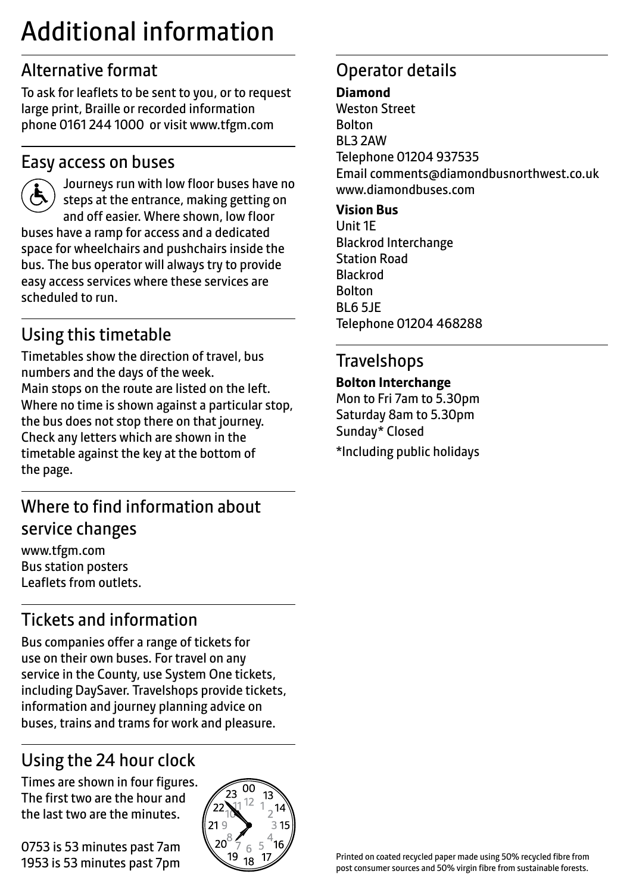# Additional information

## Alternative format

To ask for leaflets to be sent to you, or to request large print, Braille or recorded information phone 0161 244 1000 or visit www.tfgm.com

## Easy access on buses

Journeys run with low floor buses have no steps at the entrance, making getting on and off easier. Where shown, low floor buses have a ramp for access and a dedicated space for wheelchairs and pushchairs inside the bus. The bus operator will always try to provide easy access services where these services are scheduled to run.

## Using this timetable

Timetables show the direction of travel, bus numbers and the days of the week.
Main stops on the route are listed on the left. Where no time is shown against a particular stop, the bus does not stop there on that journey. Check any letters which are shown in the timetable against the key at the bottom of the page.

## Where to find information about service changes

www.tfgm.com
Bus station posters
Leaflets from outlets.

## Tickets and information

Bus companies offer a range of tickets for use on their own buses. For travel on any service in the County, use System One tickets, including DaySaver. Travelshops provide tickets, information and journey planning advice on buses, trains and trams for work and pleasure.

## Using the 24 hour clock

Times are shown in four figures. The first two are the hour and the last two are the minutes.

0753 is 53 minutes past 7am
1953 is 53 minutes past 7pm

## Operator details

**Diamond**
Weston Street
Bolton
BL3 2AW
Telephone 01204 937535
Email comments@diamondbusnorthwest.co.uk
www.diamondbuses.com

**Vision Bus**
Unit 1E
Blackrod Interchange
Station Road
Blackrod
Bolton
BL6 5JE
Telephone 01204 468288

## Travelshops

**Bolton Interchange**
Mon to Fri 7am to 5.30pm
Saturday 8am to 5.30pm
Sunday* Closed

*Including public holidays

Printed on coated recycled paper made using 50% recycled fibre from post consumer sources and 50% virgin fibre from sustainable forests.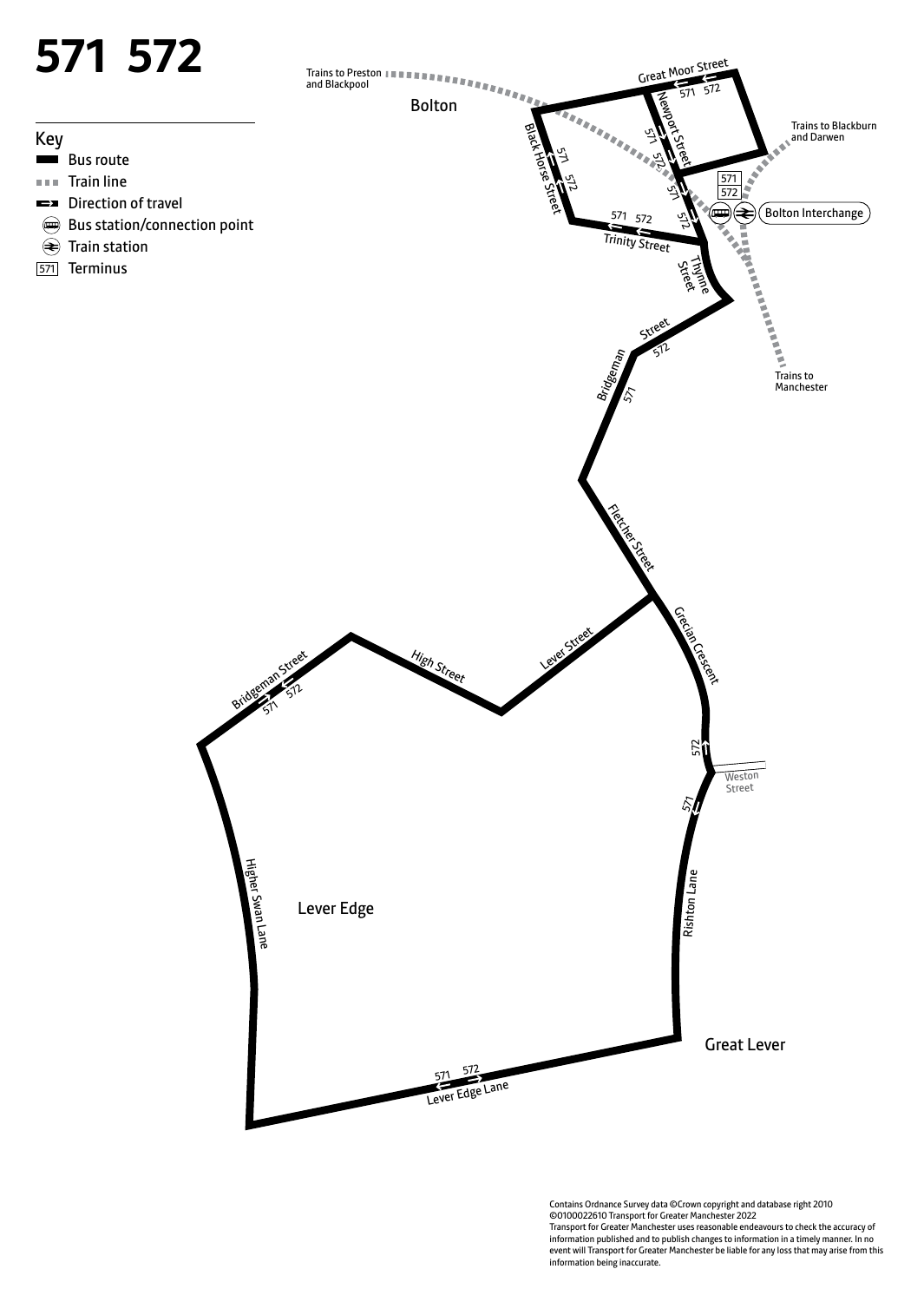# 571 572

## Key

- Bus route
- Train line
- Direction of travel
- Bus station/connection point
- Train station
- 571 Terminus

Trains to Preston and Blackpool

Bolton

Great Moor Street

Newport Street

Black Horse Street

Trinity Street

Thynne Street

Bolton Interchange

Trains to Blackburn and Darwen

Trains to Manchester

Bridgeman Street

Fletcher Street

Grecian Crescent

Lever Street

High Street

Bridgeman Street

Weston Street

Rishton Lane

Higher Swan Lane

Lever Edge

Great Lever

Lever Edge Lane

Contains Ordnance Survey data ©Crown copyright and database right 2010
©0100022610 Transport for Greater Manchester 2022
Transport for Greater Manchester uses reasonable endeavours to check the accuracy of information published and to publish changes to information in a timely manner. In no event will Transport for Greater Manchester be liable for any loss that may arise from this information being inaccurate.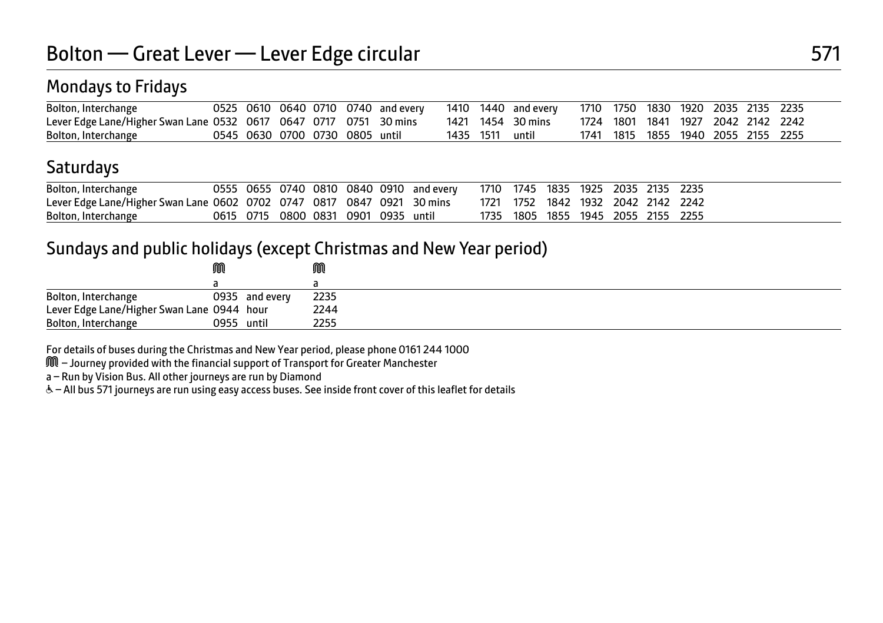# Bolton — Great Lever — Lever Edge circular 571

## Mondays to Fridays

| | | | | | | | | | | | | | | | | | |
|---|---|---|---|---|---|---|---|---|---|---|---|---|---|---|---|---|---|
| Bolton, Interchange | 0525 | 0610 | 0640 | 0710 | 0740 | and every | 1410 | 1440 | and every | 1710 | 1750 | 1830 | 1920 | 2035 | 2135 | 2235 |
| Lever Edge Lane/Higher Swan Lane | 0532 | 0617 | 0647 | 0717 | 0751 | 30 mins | 1421 | 1454 | 30 mins | 1724 | 1801 | 1841 | 1927 | 2042 | 2142 | 2242 |
| Bolton, Interchange | 0545 | 0630 | 0700 | 0730 | 0805 | until | 1435 | 1511 | until | 1741 | 1815 | 1855 | 1940 | 2055 | 2155 | 2255 |

## Saturdays

| | | | | | | | | | | | | | | | |
|---|---|---|---|---|---|---|---|---|---|---|---|---|---|---|---|
| Bolton, Interchange | 0555 | 0655 | 0740 | 0810 | 0840 | 0910 | and every | 1710 | 1745 | 1835 | 1925 | 2035 | 2135 | 2235 |
| Lever Edge Lane/Higher Swan Lane | 0602 | 0702 | 0747 | 0817 | 0847 | 0921 | 30 mins | 1721 | 1752 | 1842 | 1932 | 2042 | 2142 | 2242 |
| Bolton, Interchange | 0615 | 0715 | 0800 | 0831 | 0901 | 0935 | until | 1735 | 1805 | 1855 | 1945 | 2055 | 2155 | 2255 |

## Sundays and public holidays (except Christmas and New Year period)

| | M | | M |
|---|---|---|---|
| | a | | a |
| Bolton, Interchange | 0935 | and every | 2235 |
| Lever Edge Lane/Higher Swan Lane | 0944 | hour | 2244 |
| Bolton, Interchange | 0955 | until | 2255 |

For details of buses during the Christmas and New Year period, please phone 0161 244 1000

M – Journey provided with the financial support of Transport for Greater Manchester

a – Run by Vision Bus. All other journeys are run by Diamond

♿ – All bus 571 journeys are run using easy access buses. See inside front cover of this leaflet for details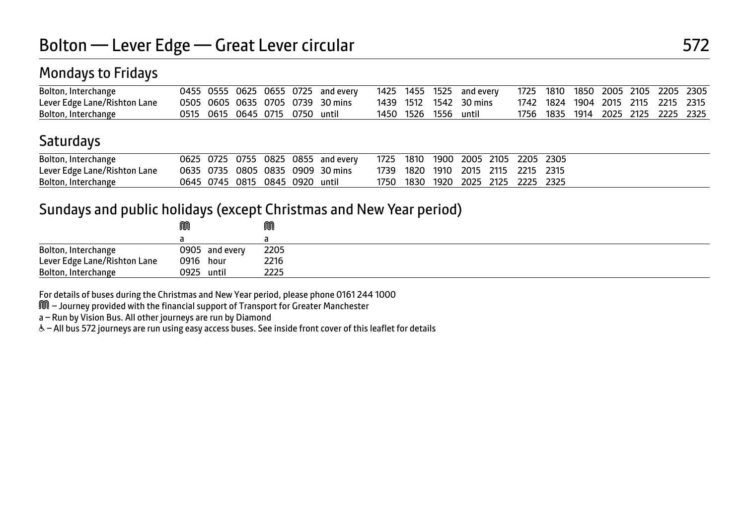# Bolton — Lever Edge — Great Lever circular 572

## Mondays to Fridays

| | | | | | | | | | | | | | | | | | | |
|---|---|---|---|---|---|---|---|---|---|---|---|---|---|---|---|---|---|---|
| Bolton, Interchange | 0455 | 0555 | 0625 | 0655 | 0725 | and every | 1425 | 1455 | 1525 | and every | 1725 | 1810 | 1850 | 2005 | 2105 | 2205 | 2305 |
| Lever Edge Lane/Rishton Lane | 0505 | 0605 | 0635 | 0705 | 0739 | 30 mins | 1439 | 1512 | 1542 | 30 mins | 1742 | 1824 | 1904 | 2015 | 2115 | 2215 | 2315 |
| Bolton, Interchange | 0515 | 0615 | 0645 | 0715 | 0750 | until | 1450 | 1526 | 1556 | until | 1756 | 1835 | 1914 | 2025 | 2125 | 2225 | 2325 |

## Saturdays

| | | | | | | | | | | | | | | |
|---|---|---|---|---|---|---|---|---|---|---|---|---|---|---|
| Bolton, Interchange | 0625 | 0725 | 0755 | 0825 | 0855 | and every | 1725 | 1810 | 1900 | 2005 | 2105 | 2205 | 2305 |
| Lever Edge Lane/Rishton Lane | 0635 | 0735 | 0805 | 0835 | 0909 | 30 mins | 1739 | 1820 | 1910 | 2015 | 2115 | 2215 | 2315 |
| Bolton, Interchange | 0645 | 0745 | 0815 | 0845 | 0920 | until | 1750 | 1830 | 1920 | 2025 | 2125 | 2225 | 2325 |

## Sundays and public holidays (except Christmas and New Year period)

| | | | |
|---|---|---|---|
| | M | | M |
| | a | | a |
| Bolton, Interchange | 0905 | and every | 2205 |
| Lever Edge Lane/Rishton Lane | 0916 | hour | 2216 |
| Bolton, Interchange | 0925 | until | 2225 |

For details of buses during the Christmas and New Year period, please phone 0161 244 1000

M – Journey provided with the financial support of Transport for Greater Manchester

a – Run by Vision Bus. All other journeys are run by Diamond

♿ – All bus 572 journeys are run using easy access buses. See inside front cover of this leaflet for details